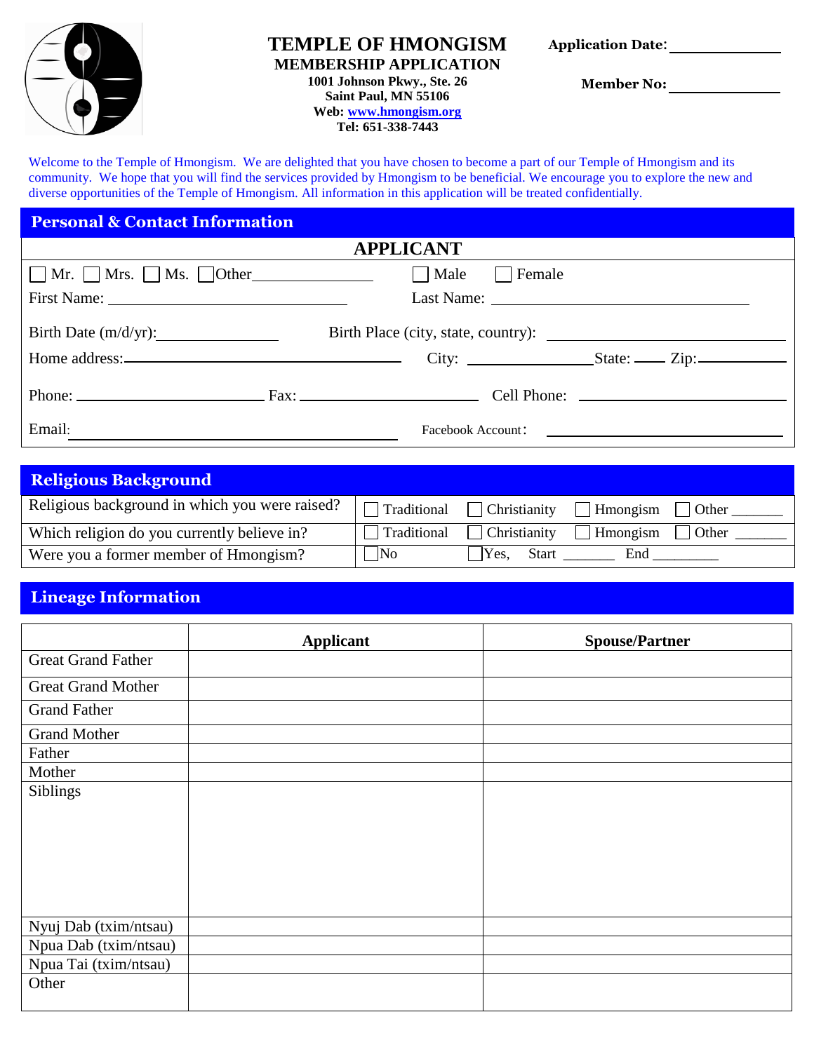# TEMPLE OF HMONGISM

**MEMBERSHIP APPLICATION**

**1001 Johnson Pkwy., Ste. 26**
**Saint Paul, MN 55106**
**Web: www.hmongism.org**
**Tel: 651-338-7443**

**Application Date:** ____________

**Member No:** ____________

Welcome to the Temple of Hmongism. We are delighted that you have chosen to become a part of our Temple of Hmongism and its community. We hope that you will find the services provided by Hmongism to be beneficial. We encourage you to explore the new and diverse opportunities of the Temple of Hmongism. All information in this application will be treated confidentially.

## Personal & Contact Information

### APPLICANT

☐ Mr. ☐ Mrs. ☐ Ms. ☐ Other ____________ ☐ Male ☐ Female

First Name: ____________ Last Name: ____________

Birth Date (m/d/yr): ____________ Birth Place (city, state, country): ____________

Home address: ____________ City: ____________ State: ____ Zip: ____________

Phone: ____________ Fax: ____________ Cell Phone: ____________

Email: ____________ Facebook Account: ____________

## Religious Background

| | |
|---|---|
| Religious background in which you were raised? | ☐ Traditional ☐ Christianity ☐ Hmongism ☐ Other ______ |
| Which religion do you currently believe in? | ☐ Traditional ☐ Christianity ☐ Hmongism ☐ Other ______ |
| Were you a former member of Hmongism? | ☐ No ☐ Yes, Start ______ End ________ |

## Lineage Information

| | Applicant | Spouse/Partner |
|---|---|---|
| Great Grand Father | | |
| Great Grand Mother | | |
| Grand Father | | |
| Grand Mother | | |
| Father | | |
| Mother | | |
| Siblings | | |
| Nyuj Dab (txim/ntsau) | | |
| Npua Dab (txim/ntsau) | | |
| Npua Tai (txim/ntsau) | | |
| Other | | |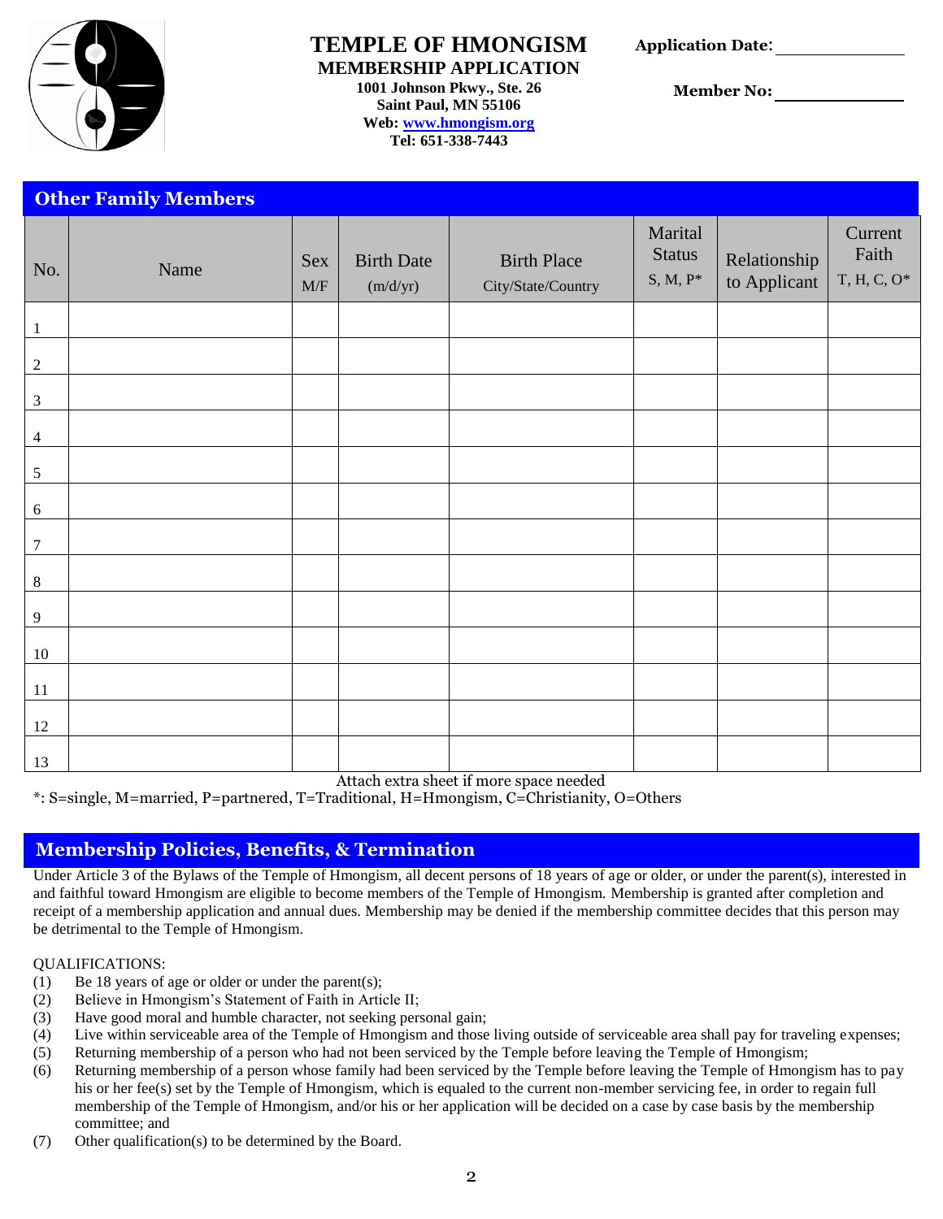# TEMPLE OF HMONGISM

**MEMBERSHIP APPLICATION**

**1001 Johnson Pkwy., Ste. 26**
**Saint Paul, MN 55106**
**Web: www.hmongism.org**
**Tel: 651-338-7443**

**Application Date:** ______________

**Member No:** ______________

## Other Family Members

| No. | Name | Sex M/F | Birth Date (m/d/yr) | Birth Place City/State/Country | Marital Status S, M, P* | Relationship to Applicant | Current Faith T, H, C, O* |
|---|---|---|---|---|---|---|---|
| 1 | | | | | | | |
| 2 | | | | | | | |
| 3 | | | | | | | |
| 4 | | | | | | | |
| 5 | | | | | | | |
| 6 | | | | | | | |
| 7 | | | | | | | |
| 8 | | | | | | | |
| 9 | | | | | | | |
| 10 | | | | | | | |
| 11 | | | | | | | |
| 12 | | | | | | | |
| 13 | | | | | | | |

Attach extra sheet if more space needed

*: S=single, M=married, P=partnered, T=Traditional, H=Hmongism, C=Christianity, O=Others

## Membership Policies, Benefits, & Termination

Under Article 3 of the Bylaws of the Temple of Hmongism, all decent persons of 18 years of age or older, or under the parent(s), interested in and faithful toward Hmongism are eligible to become members of the Temple of Hmongism. Membership is granted after completion and receipt of a membership application and annual dues. Membership may be denied if the membership committee decides that this person may be detrimental to the Temple of Hmongism.

QUALIFICATIONS:

(1) Be 18 years of age or older or under the parent(s);
(2) Believe in Hmongism's Statement of Faith in Article II;
(3) Have good moral and humble character, not seeking personal gain;
(4) Live within serviceable area of the Temple of Hmongism and those living outside of serviceable area shall pay for traveling expenses;
(5) Returning membership of a person who had not been serviced by the Temple before leaving the Temple of Hmongism;
(6) Returning membership of a person whose family had been serviced by the Temple before leaving the Temple of Hmongism has to pay his or her fee(s) set by the Temple of Hmongism, which is equaled to the current non-member servicing fee, in order to regain full membership of the Temple of Hmongism, and/or his or her application will be decided on a case by case basis by the membership committee; and
(7) Other qualification(s) to be determined by the Board.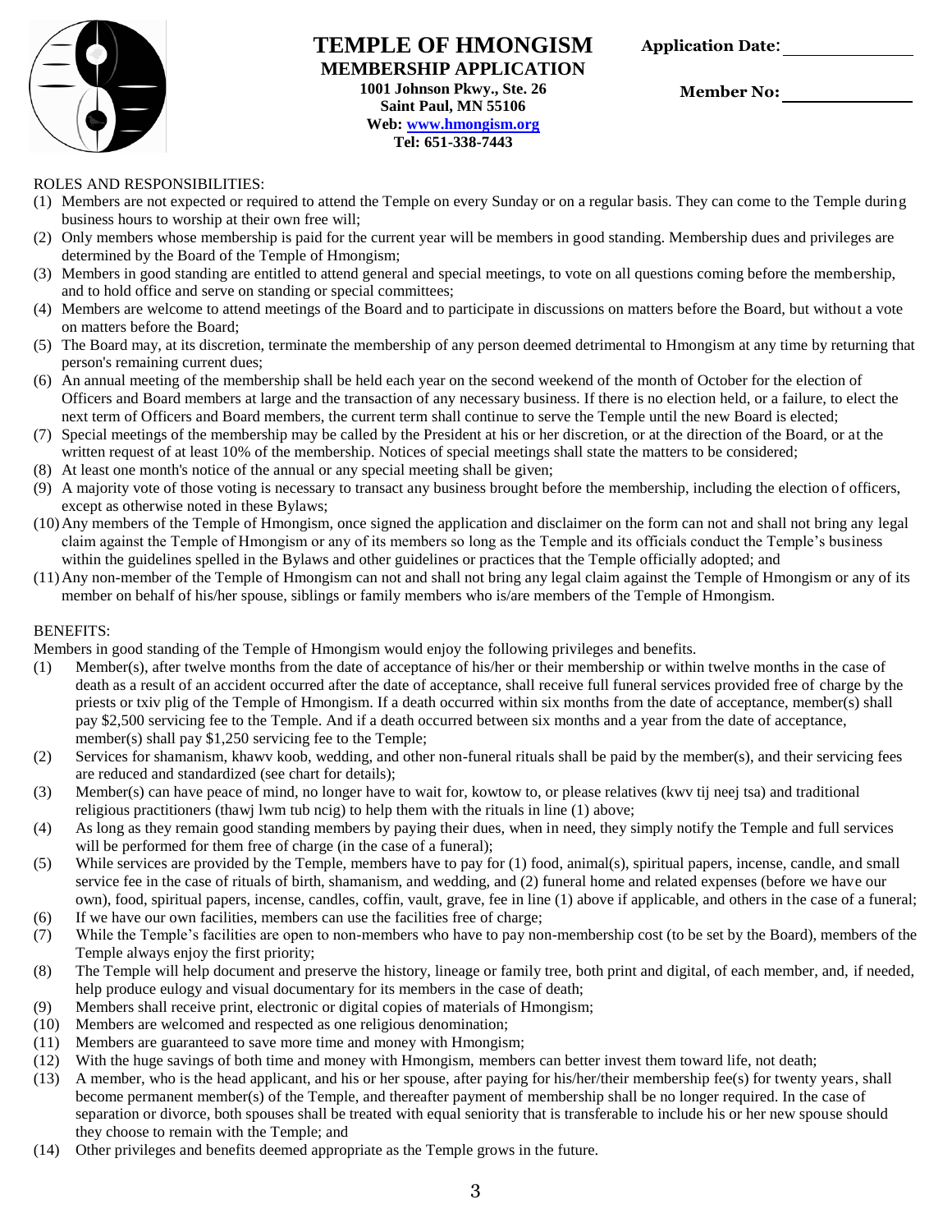# TEMPLE OF HMONGISM

## MEMBERSHIP APPLICATION

**1001 Johnson Pkwy., Ste. 26**
**Saint Paul, MN 55106**
**Web: [www.hmongism.org](http://www.hmongism.org)**
**Tel: 651-338-7443**

**Application Date**: ______________

**Member No:** ______________

ROLES AND RESPONSIBILITIES:

(1) Members are not expected or required to attend the Temple on every Sunday or on a regular basis. They can come to the Temple during business hours to worship at their own free will;

(2) Only members whose membership is paid for the current year will be members in good standing. Membership dues and privileges are determined by the Board of the Temple of Hmongism;

(3) Members in good standing are entitled to attend general and special meetings, to vote on all questions coming before the membership, and to hold office and serve on standing or special committees;

(4) Members are welcome to attend meetings of the Board and to participate in discussions on matters before the Board, but without a vote on matters before the Board;

(5) The Board may, at its discretion, terminate the membership of any person deemed detrimental to Hmongism at any time by returning that person's remaining current dues;

(6) An annual meeting of the membership shall be held each year on the second weekend of the month of October for the election of Officers and Board members at large and the transaction of any necessary business. If there is no election held, or a failure, to elect the next term of Officers and Board members, the current term shall continue to serve the Temple until the new Board is elected;

(7) Special meetings of the membership may be called by the President at his or her discretion, or at the direction of the Board, or at the written request of at least 10% of the membership. Notices of special meetings shall state the matters to be considered;

(8) At least one month's notice of the annual or any special meeting shall be given;

(9) A majority vote of those voting is necessary to transact any business brought before the membership, including the election of officers, except as otherwise noted in these Bylaws;

(10) Any members of the Temple of Hmongism, once signed the application and disclaimer on the form can not and shall not bring any legal claim against the Temple of Hmongism or any of its members so long as the Temple and its officials conduct the Temple's business within the guidelines spelled in the Bylaws and other guidelines or practices that the Temple officially adopted; and

(11) Any non-member of the Temple of Hmongism can not and shall not bring any legal claim against the Temple of Hmongism or any of its member on behalf of his/her spouse, siblings or family members who is/are members of the Temple of Hmongism.

BENEFITS:

Members in good standing of the Temple of Hmongism would enjoy the following privileges and benefits.

(1) Member(s), after twelve months from the date of acceptance of his/her or their membership or within twelve months in the case of death as a result of an accident occurred after the date of acceptance, shall receive full funeral services provided free of charge by the priests or txiv plig of the Temple of Hmongism. If a death occurred within six months from the date of acceptance, member(s) shall pay $2,500 servicing fee to the Temple. And if a death occurred between six months and a year from the date of acceptance, member(s) shall pay $1,250 servicing fee to the Temple;

(2) Services for shamanism, khawv koob, wedding, and other non-funeral rituals shall be paid by the member(s), and their servicing fees are reduced and standardized (see chart for details);

(3) Member(s) can have peace of mind, no longer have to wait for, kowtow to, or please relatives (kwv tij neej tsa) and traditional religious practitioners (thawj lwm tub ncig) to help them with the rituals in line (1) above;

(4) As long as they remain good standing members by paying their dues, when in need, they simply notify the Temple and full services will be performed for them free of charge (in the case of a funeral);

(5) While services are provided by the Temple, members have to pay for (1) food, animal(s), spiritual papers, incense, candle, and small service fee in the case of rituals of birth, shamanism, and wedding, and (2) funeral home and related expenses (before we have our own), food, spiritual papers, incense, candles, coffin, vault, grave, fee in line (1) above if applicable, and others in the case of a funeral;

(6) If we have our own facilities, members can use the facilities free of charge;

(7) While the Temple's facilities are open to non-members who have to pay non-membership cost (to be set by the Board), members of the Temple always enjoy the first priority;

(8) The Temple will help document and preserve the history, lineage or family tree, both print and digital, of each member, and, if needed, help produce eulogy and visual documentary for its members in the case of death;

(9) Members shall receive print, electronic or digital copies of materials of Hmongism;

(10) Members are welcomed and respected as one religious denomination;

(11) Members are guaranteed to save more time and money with Hmongism;

(12) With the huge savings of both time and money with Hmongism, members can better invest them toward life, not death;

(13) A member, who is the head applicant, and his or her spouse, after paying for his/her/their membership fee(s) for twenty years, shall become permanent member(s) of the Temple, and thereafter payment of membership shall be no longer required. In the case of separation or divorce, both spouses shall be treated with equal seniority that is transferable to include his or her new spouse should they choose to remain with the Temple; and

(14) Other privileges and benefits deemed appropriate as the Temple grows in the future.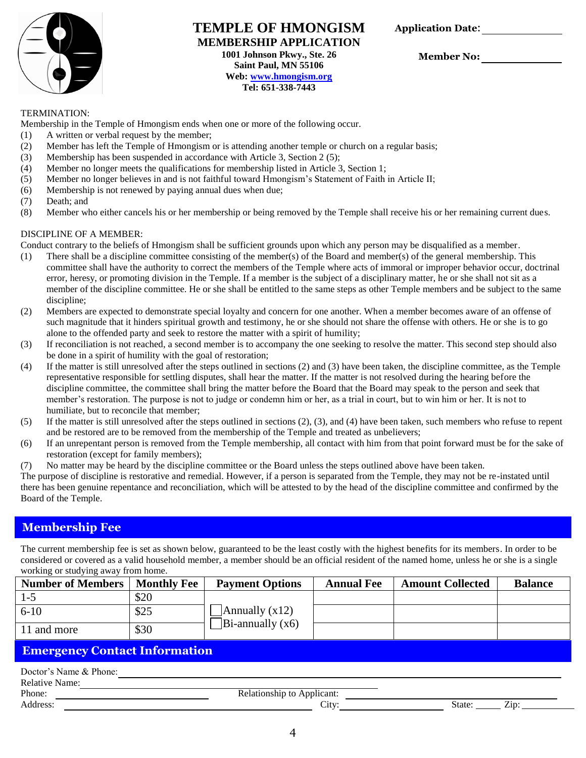# TEMPLE OF HMONGISM
## MEMBERSHIP APPLICATION

**1001 Johnson Pkwy., Ste. 26**
**Saint Paul, MN 55106**
**Web: www.hmongism.org**
**Tel: 651-338-7443**

**Application Date:** ______________

**Member No:** ______________

TERMINATION:

Membership in the Temple of Hmongism ends when one or more of the following occur.

(1) A written or verbal request by the member;
(2) Member has left the Temple of Hmongism or is attending another temple or church on a regular basis;
(3) Membership has been suspended in accordance with Article 3, Section 2 (5);
(4) Member no longer meets the qualifications for membership listed in Article 3, Section 1;
(5) Member no longer believes in and is not faithful toward Hmongism's Statement of Faith in Article II;
(6) Membership is not renewed by paying annual dues when due;
(7) Death; and
(8) Member who either cancels his or her membership or being removed by the Temple shall receive his or her remaining current dues.

DISCIPLINE OF A MEMBER:

Conduct contrary to the beliefs of Hmongism shall be sufficient grounds upon which any person may be disqualified as a member.

(1) There shall be a discipline committee consisting of the member(s) of the Board and member(s) of the general membership. This committee shall have the authority to correct the members of the Temple where acts of immoral or improper behavior occur, doctrinal error, heresy, or promoting division in the Temple. If a member is the subject of a disciplinary matter, he or she shall not sit as a member of the discipline committee. He or she shall be entitled to the same steps as other Temple members and be subject to the same discipline;
(2) Members are expected to demonstrate special loyalty and concern for one another. When a member becomes aware of an offense of such magnitude that it hinders spiritual growth and testimony, he or she should not share the offense with others. He or she is to go alone to the offended party and seek to restore the matter with a spirit of humility;
(3) If reconciliation is not reached, a second member is to accompany the one seeking to resolve the matter. This second step should also be done in a spirit of humility with the goal of restoration;
(4) If the matter is still unresolved after the steps outlined in sections (2) and (3) have been taken, the discipline committee, as the Temple representative responsible for settling disputes, shall hear the matter. If the matter is not resolved during the hearing before the discipline committee, the committee shall bring the matter before the Board that the Board may speak to the person and seek that member's restoration. The purpose is not to judge or condemn him or her, as a trial in court, but to win him or her. It is not to humiliate, but to reconcile that member;
(5) If the matter is still unresolved after the steps outlined in sections (2), (3), and (4) have been taken, such members who refuse to repent and be restored are to be removed from the membership of the Temple and treated as unbelievers;
(6) If an unrepentant person is removed from the Temple membership, all contact with him from that point forward must be for the sake of restoration (except for family members);
(7) No matter may be heard by the discipline committee or the Board unless the steps outlined above have been taken.

The purpose of discipline is restorative and remedial. However, if a person is separated from the Temple, they may not be re-instated until there has been genuine repentance and reconciliation, which will be attested to by the head of the discipline committee and confirmed by the Board of the Temple.

## Membership Fee

The current membership fee is set as shown below, guaranteed to be the least costly with the highest benefits for its members. In order to be considered or covered as a valid household member, a member should be an official resident of the named home, unless he or she is a single working or studying away from home.

| Number of Members | Monthly Fee | Payment Options | Annual Fee | Amount Collected | Balance |
|---|---|---|---|---|---|
| 1-5 | $20 | ☐ Annually (x12) ☐ Bi-annually (x6) | | | |
| 6-10 | $25 | | | | |
| 11 and more | $30 | | | | |

## Emergency Contact Information

Doctor's Name & Phone: ______________________________

Relative Name: ______________________________

Phone: ______________________ Relationship to Applicant: ______________________

Address: ______________________ City: ______________ State: _____ Zip: __________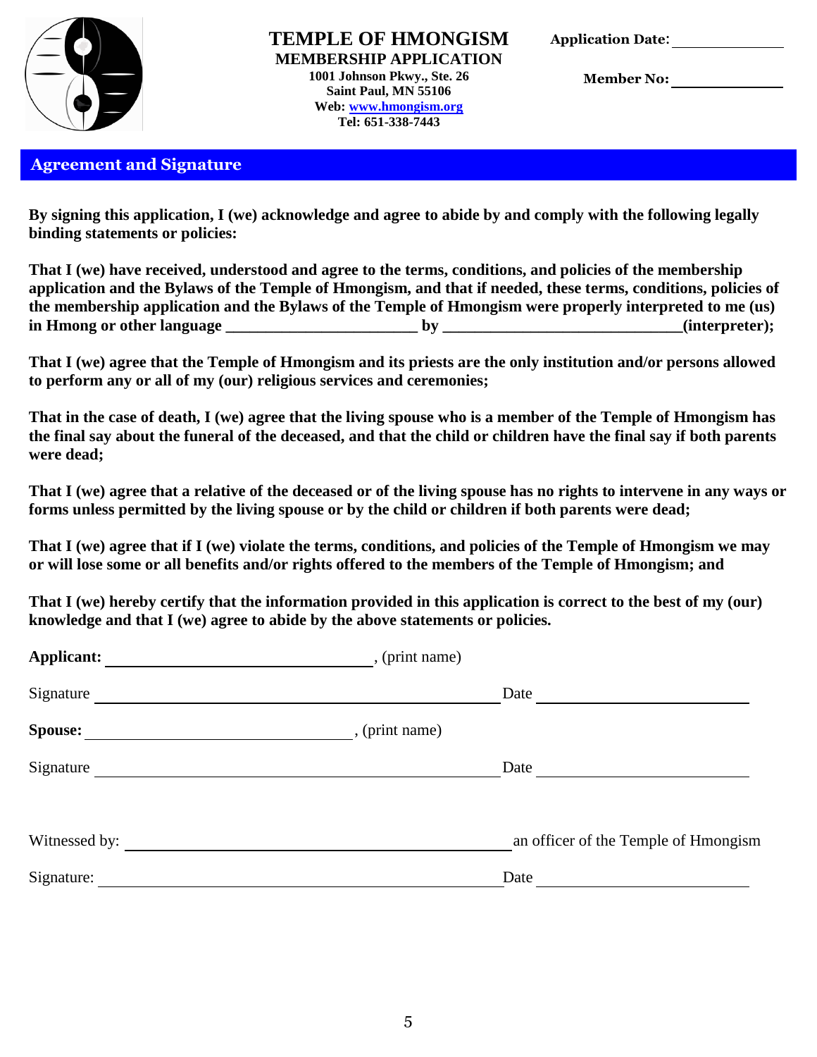# TEMPLE OF HMONGISM

**MEMBERSHIP APPLICATION**

**1001 Johnson Pkwy., Ste. 26**
**Saint Paul, MN 55106**
**Web: www.hmongism.org**
**Tel: 651-338-7443**

**Application Date**: ______________

**Member No:** ______________

## Agreement and Signature

**By signing this application, I (we) acknowledge and agree to abide by and comply with the following legally binding statements or policies:**

**That I (we) have received, understood and agree to the terms, conditions, and policies of the membership application and the Bylaws of the Temple of Hmongism, and that if needed, these terms, conditions, policies of the membership application and the Bylaws of the Temple of Hmongism were properly interpreted to me (us) in Hmong or other language ________________________ by ______________________________(interpreter);**

**That I (we) agree that the Temple of Hmongism and its priests are the only institution and/or persons allowed to perform any or all of my (our) religious services and ceremonies;**

**That in the case of death, I (we) agree that the living spouse who is a member of the Temple of Hmongism has the final say about the funeral of the deceased, and that the child or children have the final say if both parents were dead;**

**That I (we) agree that a relative of the deceased or of the living spouse has no rights to intervene in any ways or forms unless permitted by the living spouse or by the child or children if both parents were dead;**

**That I (we) agree that if I (we) violate the terms, conditions, and policies of the Temple of Hmongism we may or will lose some or all benefits and/or rights offered to the members of the Temple of Hmongism; and**

**That I (we) hereby certify that the information provided in this application is correct to the best of my (our) knowledge and that I (we) agree to abide by the above statements or policies.**

**Applicant:** ______________________________, (print name)

Signature ______________________________________________ Date ________________________

**Spouse:** ______________________________, (print name)

Signature ______________________________________________ Date ________________________

Witnessed by: ______________________________________________ an officer of the Temple of Hmongism

Signature: ______________________________________________ Date ________________________